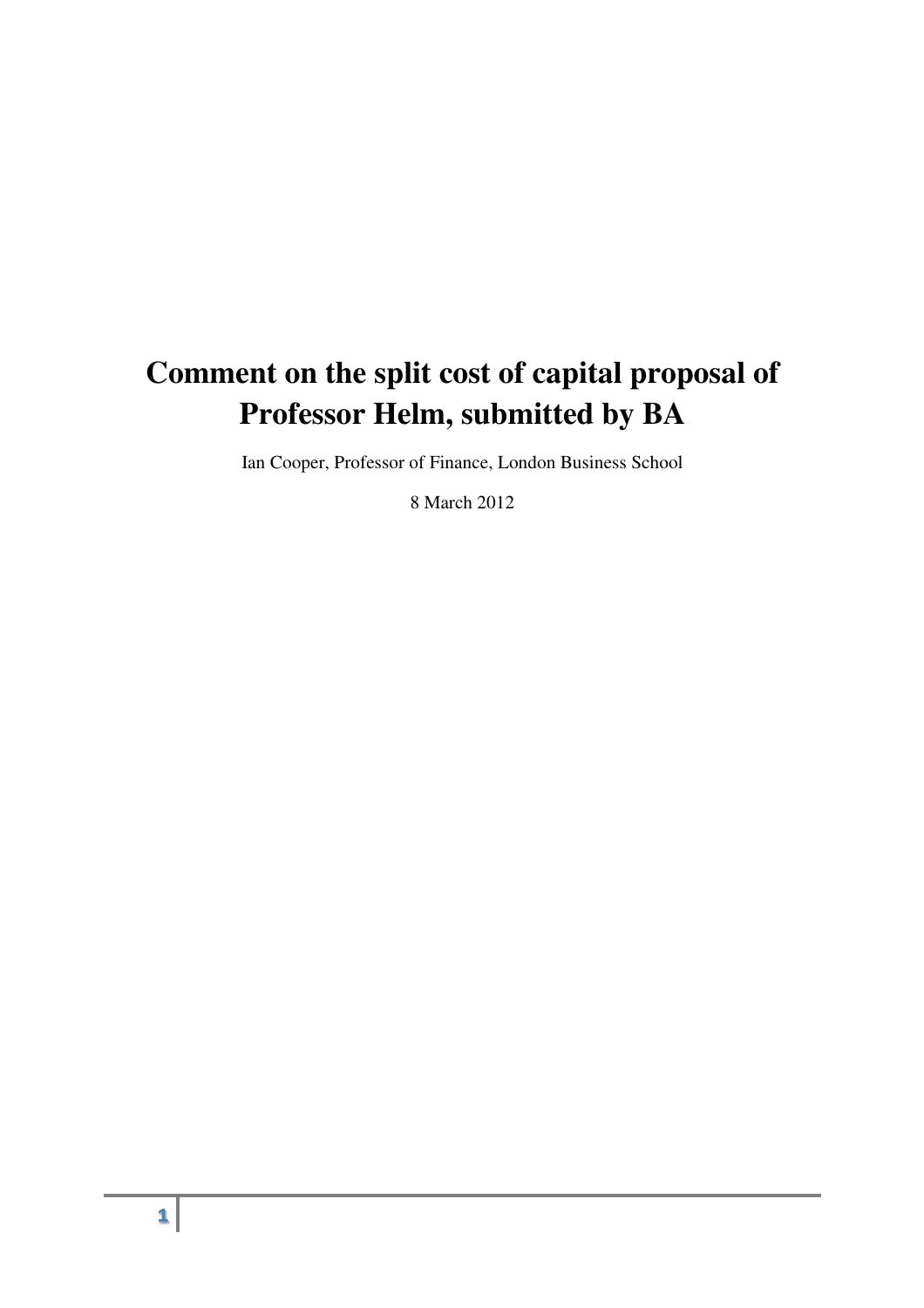# Comment on the split cost of capital proposal of Professor Helm, submitted by BA

Ian Cooper, Professor of Finance, London Business School

8 March 2012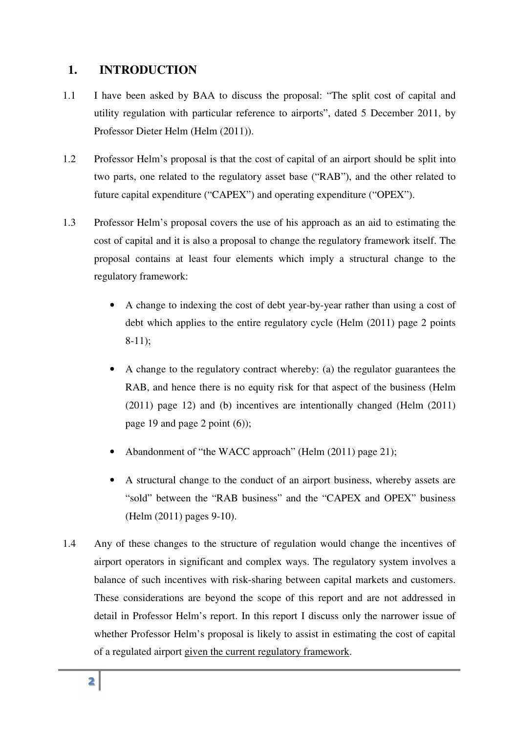# 1. INTRODUCTION

1.1 I have been asked by BAA to discuss the proposal: "The split cost of capital and utility regulation with particular reference to airports", dated 5 December 2011, by Professor Dieter Helm (Helm (2011)).

1.2 Professor Helm's proposal is that the cost of capital of an airport should be split into two parts, one related to the regulatory asset base ("RAB"), and the other related to future capital expenditure ("CAPEX") and operating expenditure ("OPEX").

1.3 Professor Helm's proposal covers the use of his approach as an aid to estimating the cost of capital and it is also a proposal to change the regulatory framework itself. The proposal contains at least four elements which imply a structural change to the regulatory framework:

- A change to indexing the cost of debt year-by-year rather than using a cost of debt which applies to the entire regulatory cycle (Helm (2011) page 2 points 8-11);
- A change to the regulatory contract whereby: (a) the regulator guarantees the RAB, and hence there is no equity risk for that aspect of the business (Helm (2011) page 12) and (b) incentives are intentionally changed (Helm (2011) page 19 and page 2 point (6));
- Abandonment of "the WACC approach" (Helm (2011) page 21);
- A structural change to the conduct of an airport business, whereby assets are "sold" between the "RAB business" and the "CAPEX and OPEX" business (Helm (2011) pages 9-10).

1.4 Any of these changes to the structure of regulation would change the incentives of airport operators in significant and complex ways. The regulatory system involves a balance of such incentives with risk-sharing between capital markets and customers. These considerations are beyond the scope of this report and are not addressed in detail in Professor Helm's report. In this report I discuss only the narrower issue of whether Professor Helm's proposal is likely to assist in estimating the cost of capital of a regulated airport <u>given the current regulatory framework</u>.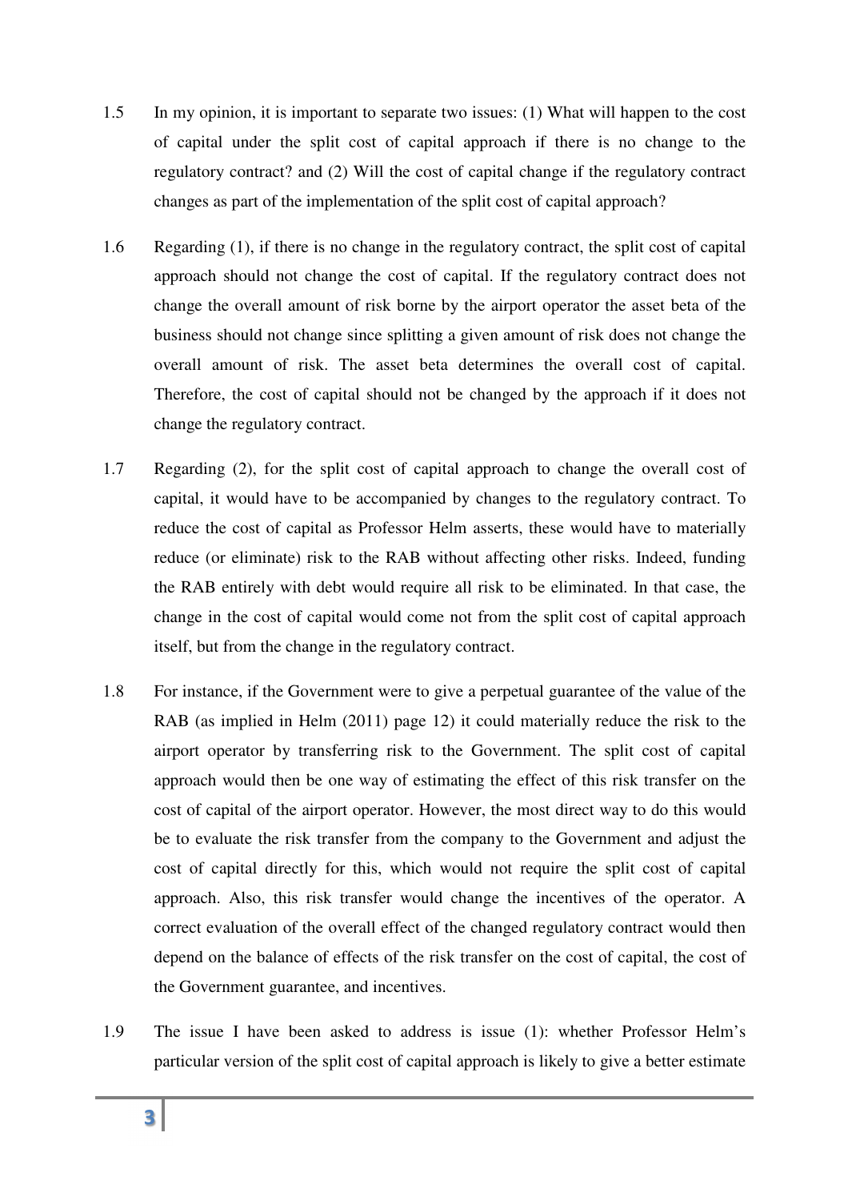1.5 In my opinion, it is important to separate two issues: (1) What will happen to the cost of capital under the split cost of capital approach if there is no change to the regulatory contract? and (2) Will the cost of capital change if the regulatory contract changes as part of the implementation of the split cost of capital approach?

1.6 Regarding (1), if there is no change in the regulatory contract, the split cost of capital approach should not change the cost of capital. If the regulatory contract does not change the overall amount of risk borne by the airport operator the asset beta of the business should not change since splitting a given amount of risk does not change the overall amount of risk. The asset beta determines the overall cost of capital. Therefore, the cost of capital should not be changed by the approach if it does not change the regulatory contract.

1.7 Regarding (2), for the split cost of capital approach to change the overall cost of capital, it would have to be accompanied by changes to the regulatory contract. To reduce the cost of capital as Professor Helm asserts, these would have to materially reduce (or eliminate) risk to the RAB without affecting other risks. Indeed, funding the RAB entirely with debt would require all risk to be eliminated. In that case, the change in the cost of capital would come not from the split cost of capital approach itself, but from the change in the regulatory contract.

1.8 For instance, if the Government were to give a perpetual guarantee of the value of the RAB (as implied in Helm (2011) page 12) it could materially reduce the risk to the airport operator by transferring risk to the Government. The split cost of capital approach would then be one way of estimating the effect of this risk transfer on the cost of capital of the airport operator. However, the most direct way to do this would be to evaluate the risk transfer from the company to the Government and adjust the cost of capital directly for this, which would not require the split cost of capital approach. Also, this risk transfer would change the incentives of the operator. A correct evaluation of the overall effect of the changed regulatory contract would then depend on the balance of effects of the risk transfer on the cost of capital, the cost of the Government guarantee, and incentives.

1.9 The issue I have been asked to address is issue (1): whether Professor Helm's particular version of the split cost of capital approach is likely to give a better estimate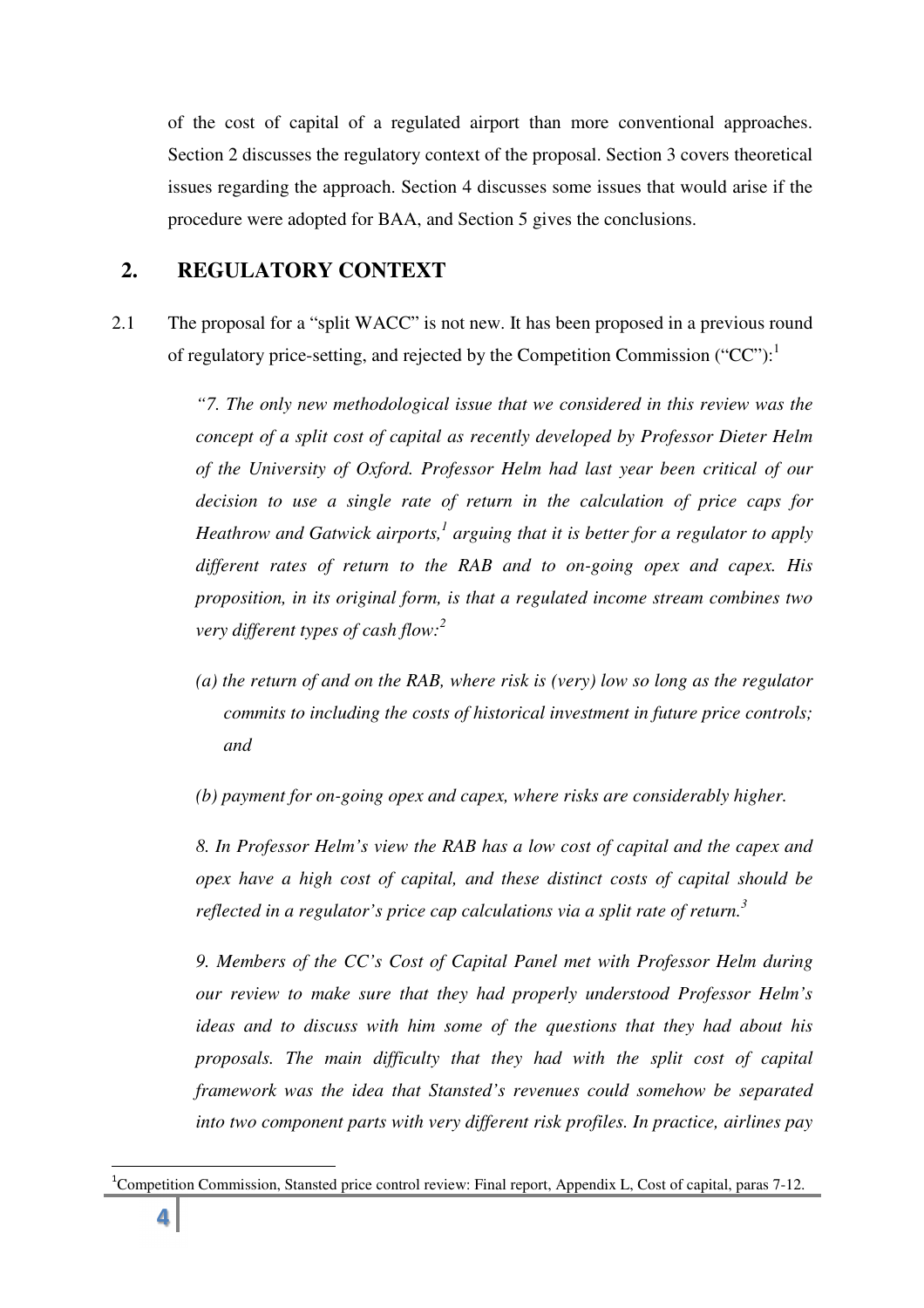of the cost of capital of a regulated airport than more conventional approaches. Section 2 discusses the regulatory context of the proposal. Section 3 covers theoretical issues regarding the approach. Section 4 discusses some issues that would arise if the procedure were adopted for BAA, and Section 5 gives the conclusions.

## 2. REGULATORY CONTEXT

2.1 The proposal for a "split WACC" is not new. It has been proposed in a previous round of regulatory price-setting, and rejected by the Competition Commission ("CC"):[1]

> *"7. The only new methodological issue that we considered in this review was the concept of a split cost of capital as recently developed by Professor Dieter Helm of the University of Oxford. Professor Helm had last year been critical of our decision to use a single rate of return in the calculation of price caps for Heathrow and Gatwick airports,[1] arguing that it is better for a regulator to apply different rates of return to the RAB and to on-going opex and capex. His proposition, in its original form, is that a regulated income stream combines two very different types of cash flow:[2]*
>
> *(a) the return of and on the RAB, where risk is (very) low so long as the regulator commits to including the costs of historical investment in future price controls; and*
>
> *(b) payment for on-going opex and capex, where risks are considerably higher.*
>
> *8. In Professor Helm's view the RAB has a low cost of capital and the capex and opex have a high cost of capital, and these distinct costs of capital should be reflected in a regulator's price cap calculations via a split rate of return.[3]*
>
> *9. Members of the CC's Cost of Capital Panel met with Professor Helm during our review to make sure that they had properly understood Professor Helm's ideas and to discuss with him some of the questions that they had about his proposals. The main difficulty that they had with the split cost of capital framework was the idea that Stansted's revenues could somehow be separated into two component parts with very different risk profiles. In practice, airlines pay*

[1]Competition Commission, Stansted price control review: Final report, Appendix L, Cost of capital, paras 7-12.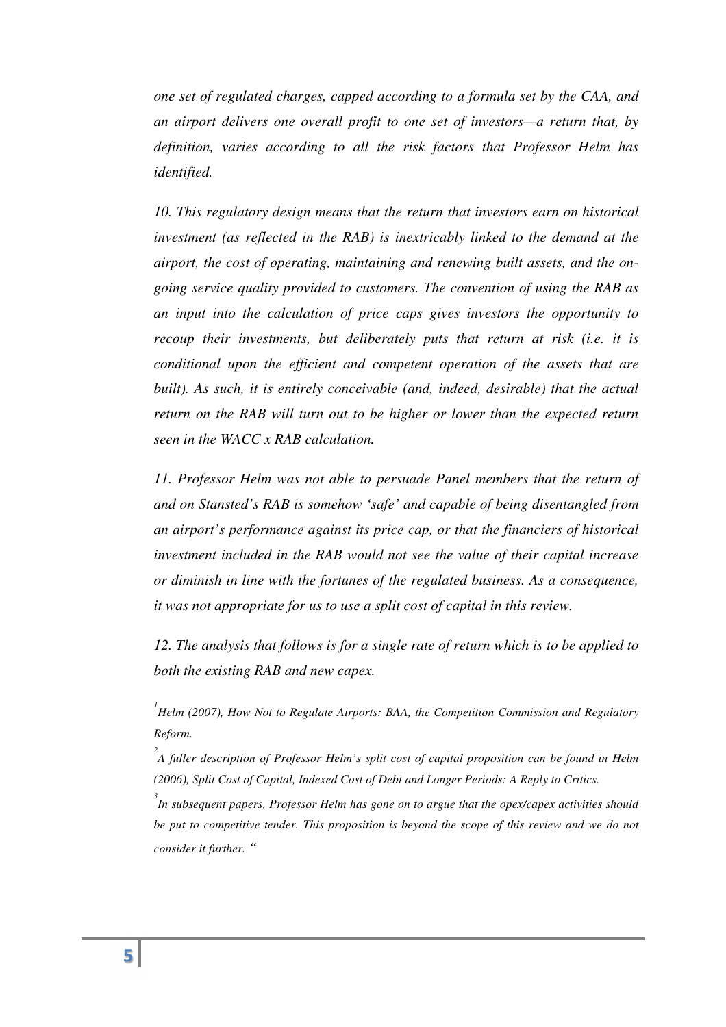*one set of regulated charges, capped according to a formula set by the CAA, and an airport delivers one overall profit to one set of investors—a return that, by definition, varies according to all the risk factors that Professor Helm has identified.*

*10. This regulatory design means that the return that investors earn on historical investment (as reflected in the RAB) is inextricably linked to the demand at the airport, the cost of operating, maintaining and renewing built assets, and the on-going service quality provided to customers. The convention of using the RAB as an input into the calculation of price caps gives investors the opportunity to recoup their investments, but deliberately puts that return at risk (i.e. it is conditional upon the efficient and competent operation of the assets that are built). As such, it is entirely conceivable (and, indeed, desirable) that the actual return on the RAB will turn out to be higher or lower than the expected return seen in the WACC x RAB calculation.*

*11. Professor Helm was not able to persuade Panel members that the return of and on Stansted's RAB is somehow 'safe' and capable of being disentangled from an airport's performance against its price cap, or that the financiers of historical investment included in the RAB would not see the value of their capital increase or diminish in line with the fortunes of the regulated business. As a consequence, it was not appropriate for us to use a split cost of capital in this review.*

*12. The analysis that follows is for a single rate of return which is to be applied to both the existing RAB and new capex.*

*[1] Helm (2007), How Not to Regulate Airports: BAA, the Competition Commission and Regulatory Reform.*

*[2] A fuller description of Professor Helm's split cost of capital proposition can be found in Helm (2006), Split Cost of Capital, Indexed Cost of Debt and Longer Periods: A Reply to Critics.*

*[3] In subsequent papers, Professor Helm has gone on to argue that the opex/capex activities should be put to competitive tender. This proposition is beyond the scope of this review and we do not consider it further. "*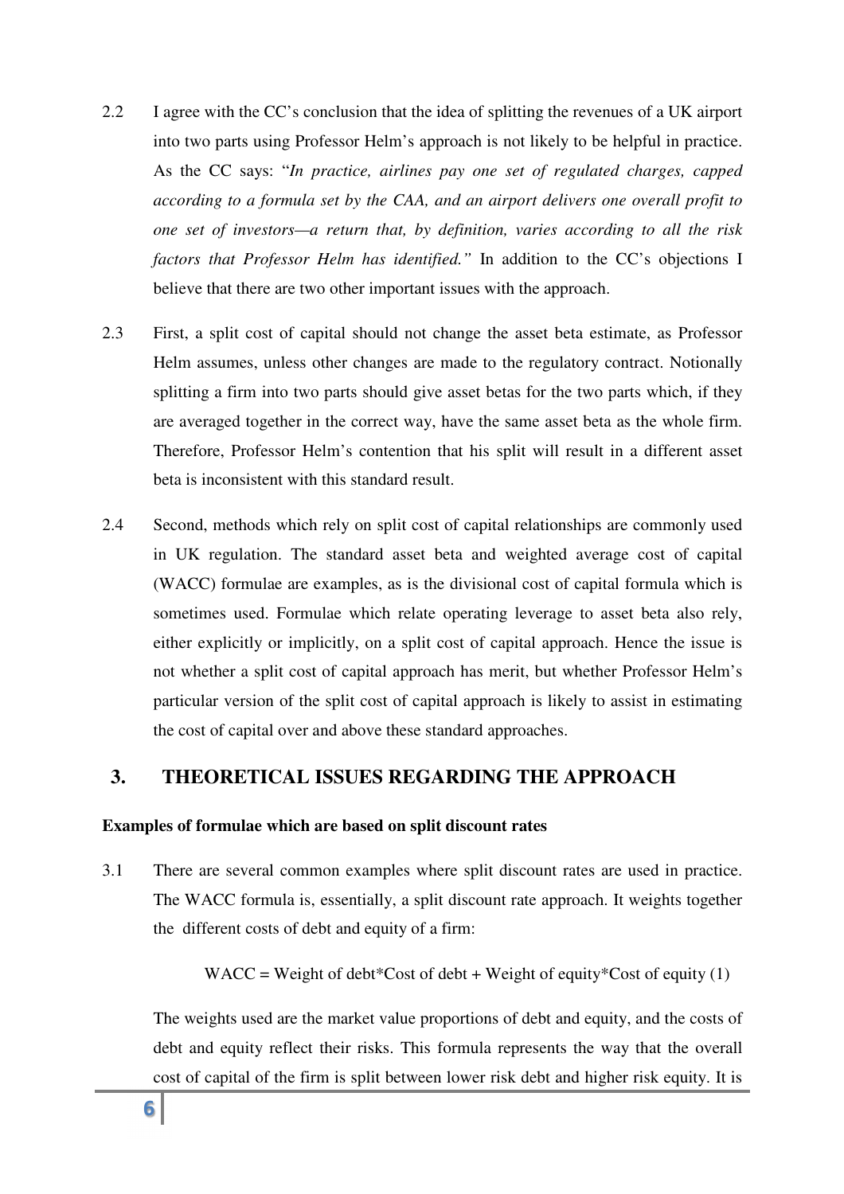2.2 I agree with the CC's conclusion that the idea of splitting the revenues of a UK airport into two parts using Professor Helm's approach is not likely to be helpful in practice. As the CC says: "*In practice, airlines pay one set of regulated charges, capped according to a formula set by the CAA, and an airport delivers one overall profit to one set of investors—a return that, by definition, varies according to all the risk factors that Professor Helm has identified.*" In addition to the CC's objections I believe that there are two other important issues with the approach.

2.3 First, a split cost of capital should not change the asset beta estimate, as Professor Helm assumes, unless other changes are made to the regulatory contract. Notionally splitting a firm into two parts should give asset betas for the two parts which, if they are averaged together in the correct way, have the same asset beta as the whole firm. Therefore, Professor Helm's contention that his split will result in a different asset beta is inconsistent with this standard result.

2.4 Second, methods which rely on split cost of capital relationships are commonly used in UK regulation. The standard asset beta and weighted average cost of capital (WACC) formulae are examples, as is the divisional cost of capital formula which is sometimes used. Formulae which relate operating leverage to asset beta also rely, either explicitly or implicitly, on a split cost of capital approach. Hence the issue is not whether a split cost of capital approach has merit, but whether Professor Helm's particular version of the split cost of capital approach is likely to assist in estimating the cost of capital over and above these standard approaches.

## 3. THEORETICAL ISSUES REGARDING THE APPROACH

**Examples of formulae which are based on split discount rates**

3.1 There are several common examples where split discount rates are used in practice. The WACC formula is, essentially, a split discount rate approach. It weights together the different costs of debt and equity of a firm:

WACC = Weight of debt*Cost of debt + Weight of equity*Cost of equity (1)

The weights used are the market value proportions of debt and equity, and the costs of debt and equity reflect their risks. This formula represents the way that the overall cost of capital of the firm is split between lower risk debt and higher risk equity. It is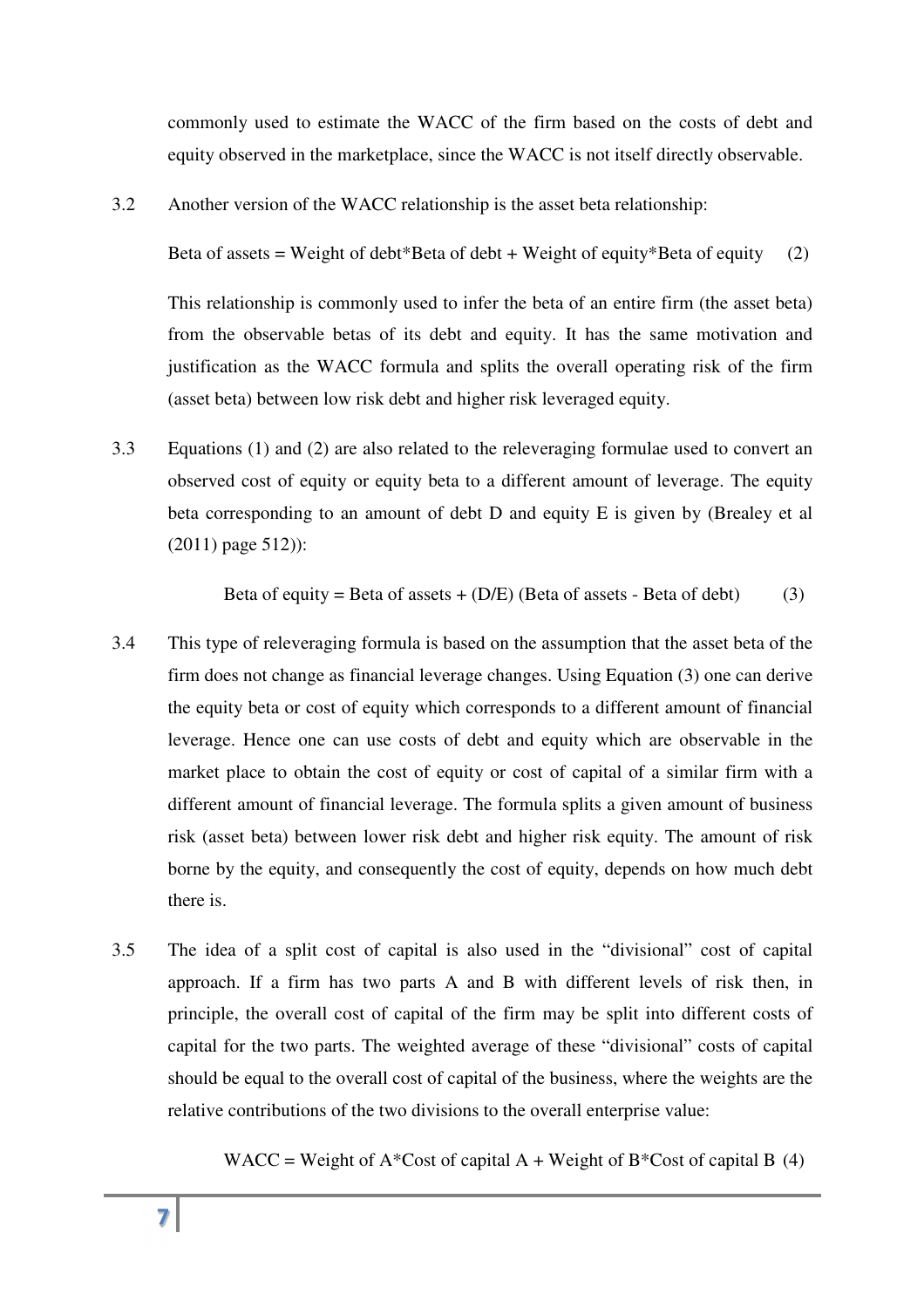commonly used to estimate the WACC of the firm based on the costs of debt and equity observed in the marketplace, since the WACC is not itself directly observable.

3.2 Another version of the WACC relationship is the asset beta relationship:

Beta of assets = Weight of debt*Beta of debt + Weight of equity*Beta of equity (2)

This relationship is commonly used to infer the beta of an entire firm (the asset beta) from the observable betas of its debt and equity. It has the same motivation and justification as the WACC formula and splits the overall operating risk of the firm (asset beta) between low risk debt and higher risk leveraged equity.

3.3 Equations (1) and (2) are also related to the releveraging formulae used to convert an observed cost of equity or equity beta to a different amount of leverage. The equity beta corresponding to an amount of debt D and equity E is given by (Brealey et al (2011) page 512)):

Beta of equity = Beta of assets + (D/E) (Beta of assets - Beta of debt) (3)

3.4 This type of releveraging formula is based on the assumption that the asset beta of the firm does not change as financial leverage changes. Using Equation (3) one can derive the equity beta or cost of equity which corresponds to a different amount of financial leverage. Hence one can use costs of debt and equity which are observable in the market place to obtain the cost of equity or cost of capital of a similar firm with a different amount of financial leverage. The formula splits a given amount of business risk (asset beta) between lower risk debt and higher risk equity. The amount of risk borne by the equity, and consequently the cost of equity, depends on how much debt there is.

3.5 The idea of a split cost of capital is also used in the "divisional" cost of capital approach. If a firm has two parts A and B with different levels of risk then, in principle, the overall cost of capital of the firm may be split into different costs of capital for the two parts. The weighted average of these "divisional" costs of capital should be equal to the overall cost of capital of the business, where the weights are the relative contributions of the two divisions to the overall enterprise value:

WACC = Weight of A*Cost of capital A + Weight of B*Cost of capital B (4)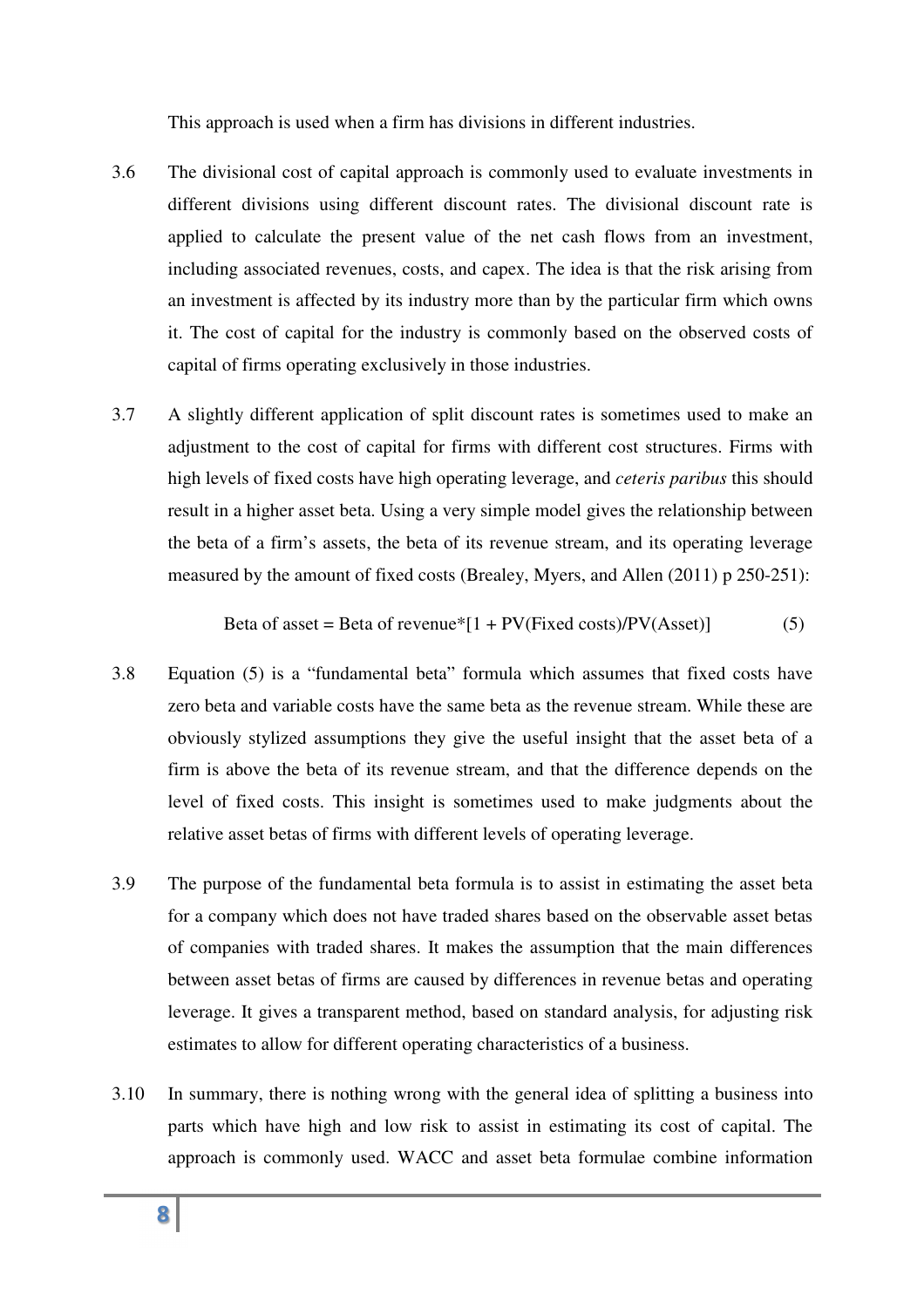This approach is used when a firm has divisions in different industries.

3.6 The divisional cost of capital approach is commonly used to evaluate investments in different divisions using different discount rates. The divisional discount rate is applied to calculate the present value of the net cash flows from an investment, including associated revenues, costs, and capex. The idea is that the risk arising from an investment is affected by its industry more than by the particular firm which owns it. The cost of capital for the industry is commonly based on the observed costs of capital of firms operating exclusively in those industries.

3.7 A slightly different application of split discount rates is sometimes used to make an adjustment to the cost of capital for firms with different cost structures. Firms with high levels of fixed costs have high operating leverage, and *ceteris paribus* this should result in a higher asset beta. Using a very simple model gives the relationship between the beta of a firm's assets, the beta of its revenue stream, and its operating leverage measured by the amount of fixed costs (Brealey, Myers, and Allen (2011) p 250-251):

$$\text{Beta of asset} = \text{Beta of revenue} * [1 + \text{PV(Fixed costs)}/\text{PV(Asset)}] \qquad (5)$$

3.8 Equation (5) is a "fundamental beta" formula which assumes that fixed costs have zero beta and variable costs have the same beta as the revenue stream. While these are obviously stylized assumptions they give the useful insight that the asset beta of a firm is above the beta of its revenue stream, and that the difference depends on the level of fixed costs. This insight is sometimes used to make judgments about the relative asset betas of firms with different levels of operating leverage.

3.9 The purpose of the fundamental beta formula is to assist in estimating the asset beta for a company which does not have traded shares based on the observable asset betas of companies with traded shares. It makes the assumption that the main differences between asset betas of firms are caused by differences in revenue betas and operating leverage. It gives a transparent method, based on standard analysis, for adjusting risk estimates to allow for different operating characteristics of a business.

3.10 In summary, there is nothing wrong with the general idea of splitting a business into parts which have high and low risk to assist in estimating its cost of capital. The approach is commonly used. WACC and asset beta formulae combine information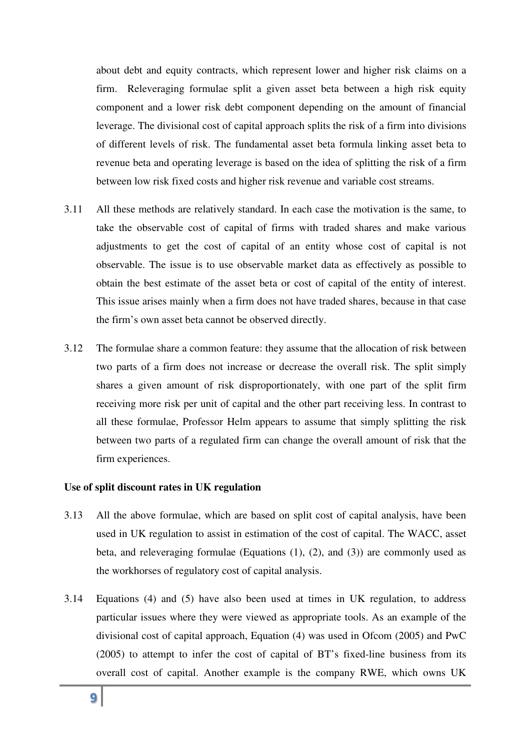about debt and equity contracts, which represent lower and higher risk claims on a firm. Releveraging formulae split a given asset beta between a high risk equity component and a lower risk debt component depending on the amount of financial leverage. The divisional cost of capital approach splits the risk of a firm into divisions of different levels of risk. The fundamental asset beta formula linking asset beta to revenue beta and operating leverage is based on the idea of splitting the risk of a firm between low risk fixed costs and higher risk revenue and variable cost streams.

3.11 All these methods are relatively standard. In each case the motivation is the same, to take the observable cost of capital of firms with traded shares and make various adjustments to get the cost of capital of an entity whose cost of capital is not observable. The issue is to use observable market data as effectively as possible to obtain the best estimate of the asset beta or cost of capital of the entity of interest. This issue arises mainly when a firm does not have traded shares, because in that case the firm's own asset beta cannot be observed directly.

3.12 The formulae share a common feature: they assume that the allocation of risk between two parts of a firm does not increase or decrease the overall risk. The split simply shares a given amount of risk disproportionately, with one part of the split firm receiving more risk per unit of capital and the other part receiving less. In contrast to all these formulae, Professor Helm appears to assume that simply splitting the risk between two parts of a regulated firm can change the overall amount of risk that the firm experiences.

**Use of split discount rates in UK regulation**

3.13 All the above formulae, which are based on split cost of capital analysis, have been used in UK regulation to assist in estimation of the cost of capital. The WACC, asset beta, and releveraging formulae (Equations (1), (2), and (3)) are commonly used as the workhorses of regulatory cost of capital analysis.

3.14 Equations (4) and (5) have also been used at times in UK regulation, to address particular issues where they were viewed as appropriate tools. As an example of the divisional cost of capital approach, Equation (4) was used in Ofcom (2005) and PwC (2005) to attempt to infer the cost of capital of BT's fixed-line business from its overall cost of capital. Another example is the company RWE, which owns UK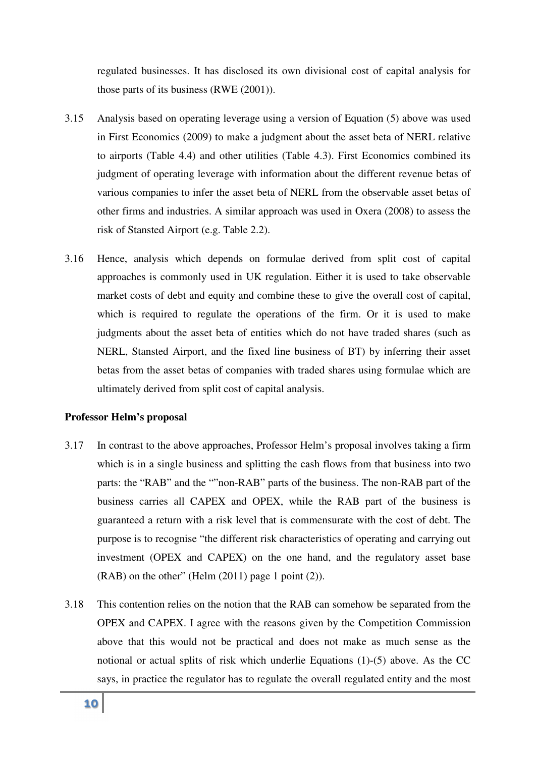regulated businesses. It has disclosed its own divisional cost of capital analysis for those parts of its business (RWE (2001)).

3.15 Analysis based on operating leverage using a version of Equation (5) above was used in First Economics (2009) to make a judgment about the asset beta of NERL relative to airports (Table 4.4) and other utilities (Table 4.3). First Economics combined its judgment of operating leverage with information about the different revenue betas of various companies to infer the asset beta of NERL from the observable asset betas of other firms and industries. A similar approach was used in Oxera (2008) to assess the risk of Stansted Airport (e.g. Table 2.2).

3.16 Hence, analysis which depends on formulae derived from split cost of capital approaches is commonly used in UK regulation. Either it is used to take observable market costs of debt and equity and combine these to give the overall cost of capital, which is required to regulate the operations of the firm. Or it is used to make judgments about the asset beta of entities which do not have traded shares (such as NERL, Stansted Airport, and the fixed line business of BT) by inferring their asset betas from the asset betas of companies with traded shares using formulae which are ultimately derived from split cost of capital analysis.

**Professor Helm's proposal**

3.17 In contrast to the above approaches, Professor Helm's proposal involves taking a firm which is in a single business and splitting the cash flows from that business into two parts: the "RAB" and the ""non-RAB" parts of the business. The non-RAB part of the business carries all CAPEX and OPEX, while the RAB part of the business is guaranteed a return with a risk level that is commensurate with the cost of debt. The purpose is to recognise "the different risk characteristics of operating and carrying out investment (OPEX and CAPEX) on the one hand, and the regulatory asset base (RAB) on the other" (Helm (2011) page 1 point (2)).

3.18 This contention relies on the notion that the RAB can somehow be separated from the OPEX and CAPEX. I agree with the reasons given by the Competition Commission above that this would not be practical and does not make as much sense as the notional or actual splits of risk which underlie Equations (1)-(5) above. As the CC says, in practice the regulator has to regulate the overall regulated entity and the most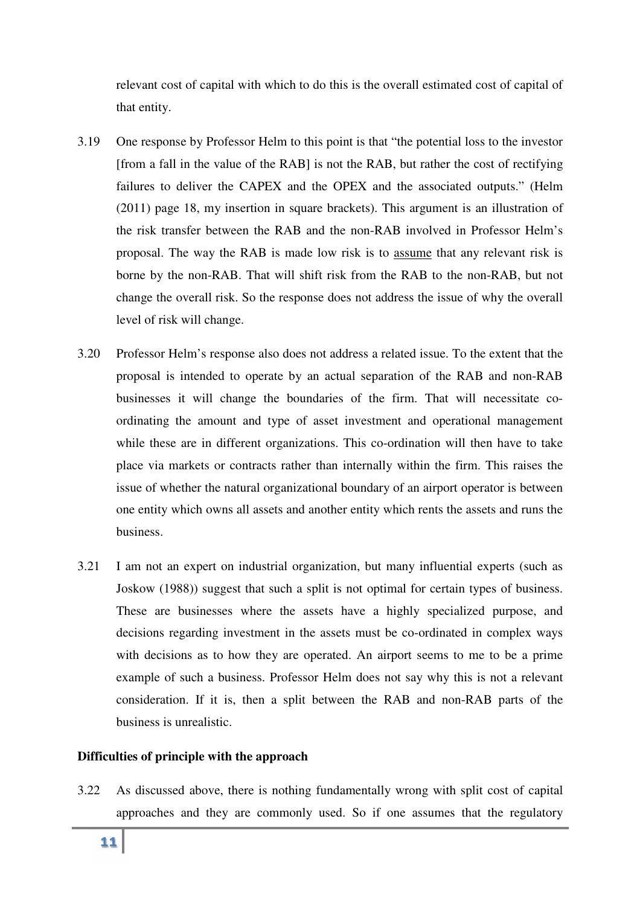relevant cost of capital with which to do this is the overall estimated cost of capital of that entity.

3.19 One response by Professor Helm to this point is that "the potential loss to the investor [from a fall in the value of the RAB] is not the RAB, but rather the cost of rectifying failures to deliver the CAPEX and the OPEX and the associated outputs." (Helm (2011) page 18, my insertion in square brackets). This argument is an illustration of the risk transfer between the RAB and the non-RAB involved in Professor Helm's proposal. The way the RAB is made low risk is to <u>assume</u> that any relevant risk is borne by the non-RAB. That will shift risk from the RAB to the non-RAB, but not change the overall risk. So the response does not address the issue of why the overall level of risk will change.

3.20 Professor Helm's response also does not address a related issue. To the extent that the proposal is intended to operate by an actual separation of the RAB and non-RAB businesses it will change the boundaries of the firm. That will necessitate co-ordinating the amount and type of asset investment and operational management while these are in different organizations. This co-ordination will then have to take place via markets or contracts rather than internally within the firm. This raises the issue of whether the natural organizational boundary of an airport operator is between one entity which owns all assets and another entity which rents the assets and runs the business.

3.21 I am not an expert on industrial organization, but many influential experts (such as Joskow (1988)) suggest that such a split is not optimal for certain types of business. These are businesses where the assets have a highly specialized purpose, and decisions regarding investment in the assets must be co-ordinated in complex ways with decisions as to how they are operated. An airport seems to me to be a prime example of such a business. Professor Helm does not say why this is not a relevant consideration. If it is, then a split between the RAB and non-RAB parts of the business is unrealistic.

**Difficulties of principle with the approach**

3.22 As discussed above, there is nothing fundamentally wrong with split cost of capital approaches and they are commonly used. So if one assumes that the regulatory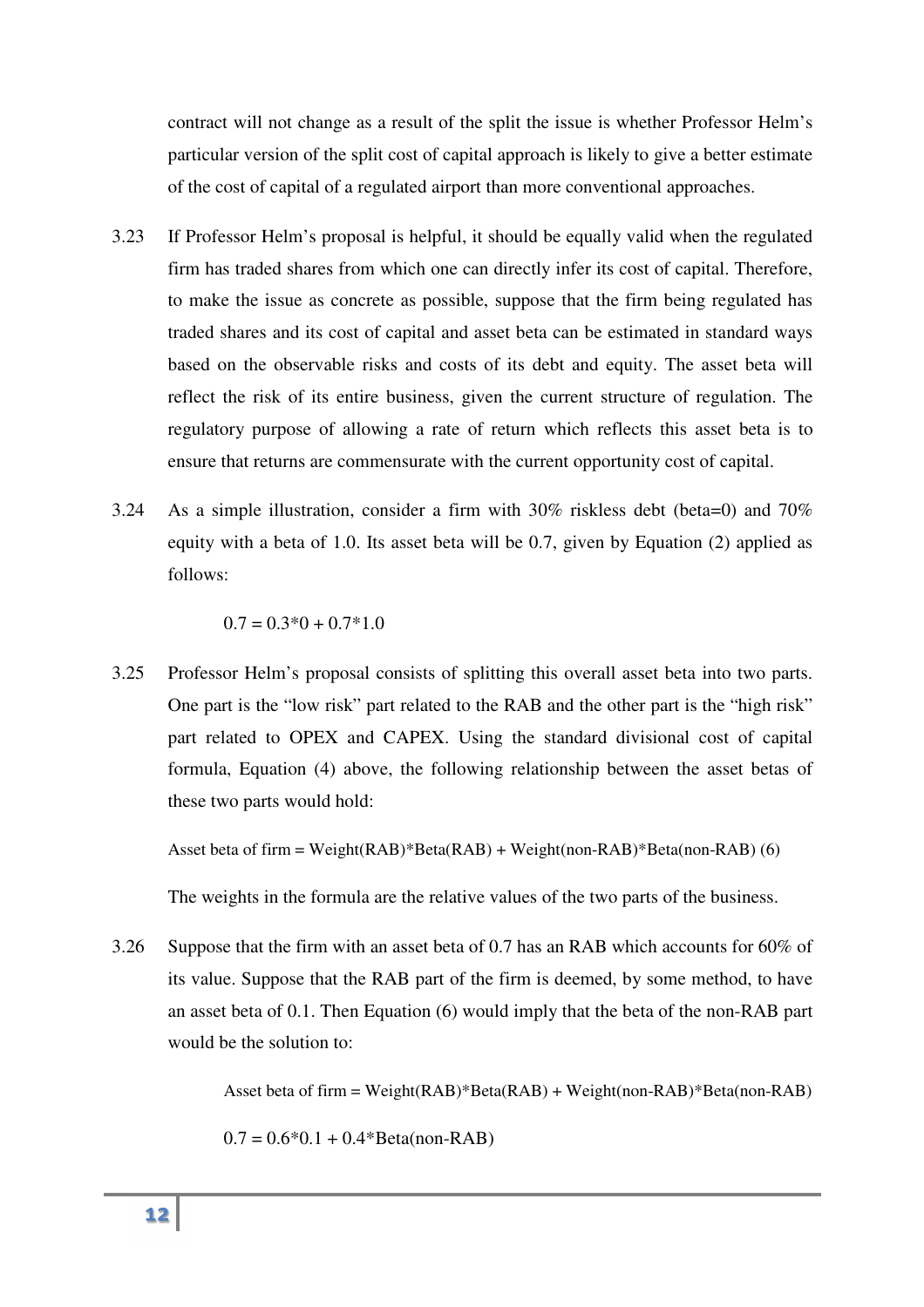contract will not change as a result of the split the issue is whether Professor Helm's particular version of the split cost of capital approach is likely to give a better estimate of the cost of capital of a regulated airport than more conventional approaches.

3.23 If Professor Helm's proposal is helpful, it should be equally valid when the regulated firm has traded shares from which one can directly infer its cost of capital. Therefore, to make the issue as concrete as possible, suppose that the firm being regulated has traded shares and its cost of capital and asset beta can be estimated in standard ways based on the observable risks and costs of its debt and equity. The asset beta will reflect the risk of its entire business, given the current structure of regulation. The regulatory purpose of allowing a rate of return which reflects this asset beta is to ensure that returns are commensurate with the current opportunity cost of capital.

3.24 As a simple illustration, consider a firm with 30% riskless debt (beta=0) and 70% equity with a beta of 1.0. Its asset beta will be 0.7, given by Equation (2) applied as follows:

$$0.7 = 0.3*0 + 0.7*1.0$$

3.25 Professor Helm's proposal consists of splitting this overall asset beta into two parts. One part is the "low risk" part related to the RAB and the other part is the "high risk" part related to OPEX and CAPEX. Using the standard divisional cost of capital formula, Equation (4) above, the following relationship between the asset betas of these two parts would hold:

Asset beta of firm = Weight(RAB)*Beta(RAB) + Weight(non-RAB)*Beta(non-RAB) (6)

The weights in the formula are the relative values of the two parts of the business.

3.26 Suppose that the firm with an asset beta of 0.7 has an RAB which accounts for 60% of its value. Suppose that the RAB part of the firm is deemed, by some method, to have an asset beta of 0.1. Then Equation (6) would imply that the beta of the non-RAB part would be the solution to:

Asset beta of firm = Weight(RAB)*Beta(RAB) + Weight(non-RAB)*Beta(non-RAB)

$$0.7 = 0.6*0.1 + 0.4*\text{Beta(non-RAB)}$$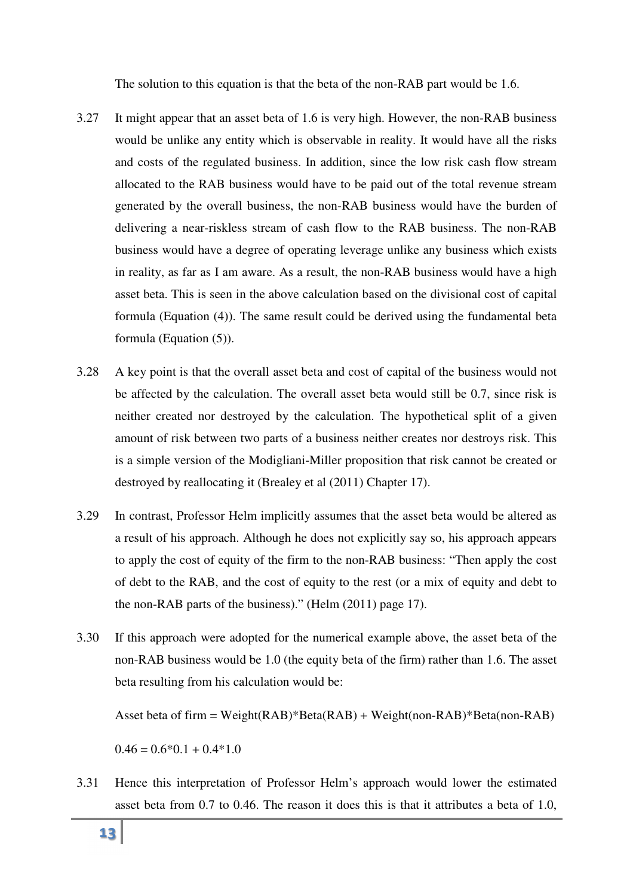The solution to this equation is that the beta of the non-RAB part would be 1.6.

3.27 It might appear that an asset beta of 1.6 is very high. However, the non-RAB business would be unlike any entity which is observable in reality. It would have all the risks and costs of the regulated business. In addition, since the low risk cash flow stream allocated to the RAB business would have to be paid out of the total revenue stream generated by the overall business, the non-RAB business would have the burden of delivering a near-riskless stream of cash flow to the RAB business. The non-RAB business would have a degree of operating leverage unlike any business which exists in reality, as far as I am aware. As a result, the non-RAB business would have a high asset beta. This is seen in the above calculation based on the divisional cost of capital formula (Equation (4)). The same result could be derived using the fundamental beta formula (Equation (5)).

3.28 A key point is that the overall asset beta and cost of capital of the business would not be affected by the calculation. The overall asset beta would still be 0.7, since risk is neither created nor destroyed by the calculation. The hypothetical split of a given amount of risk between two parts of a business neither creates nor destroys risk. This is a simple version of the Modigliani-Miller proposition that risk cannot be created or destroyed by reallocating it (Brealey et al (2011) Chapter 17).

3.29 In contrast, Professor Helm implicitly assumes that the asset beta would be altered as a result of his approach. Although he does not explicitly say so, his approach appears to apply the cost of equity of the firm to the non-RAB business: "Then apply the cost of debt to the RAB, and the cost of equity to the rest (or a mix of equity and debt to the non-RAB parts of the business)." (Helm (2011) page 17).

3.30 If this approach were adopted for the numerical example above, the asset beta of the non-RAB business would be 1.0 (the equity beta of the firm) rather than 1.6. The asset beta resulting from his calculation would be:

Asset beta of firm = Weight(RAB)*Beta(RAB) + Weight(non-RAB)*Beta(non-RAB)

$0.46 = 0.6*0.1 + 0.4*1.0$

3.31 Hence this interpretation of Professor Helm's approach would lower the estimated asset beta from 0.7 to 0.46. The reason it does this is that it attributes a beta of 1.0,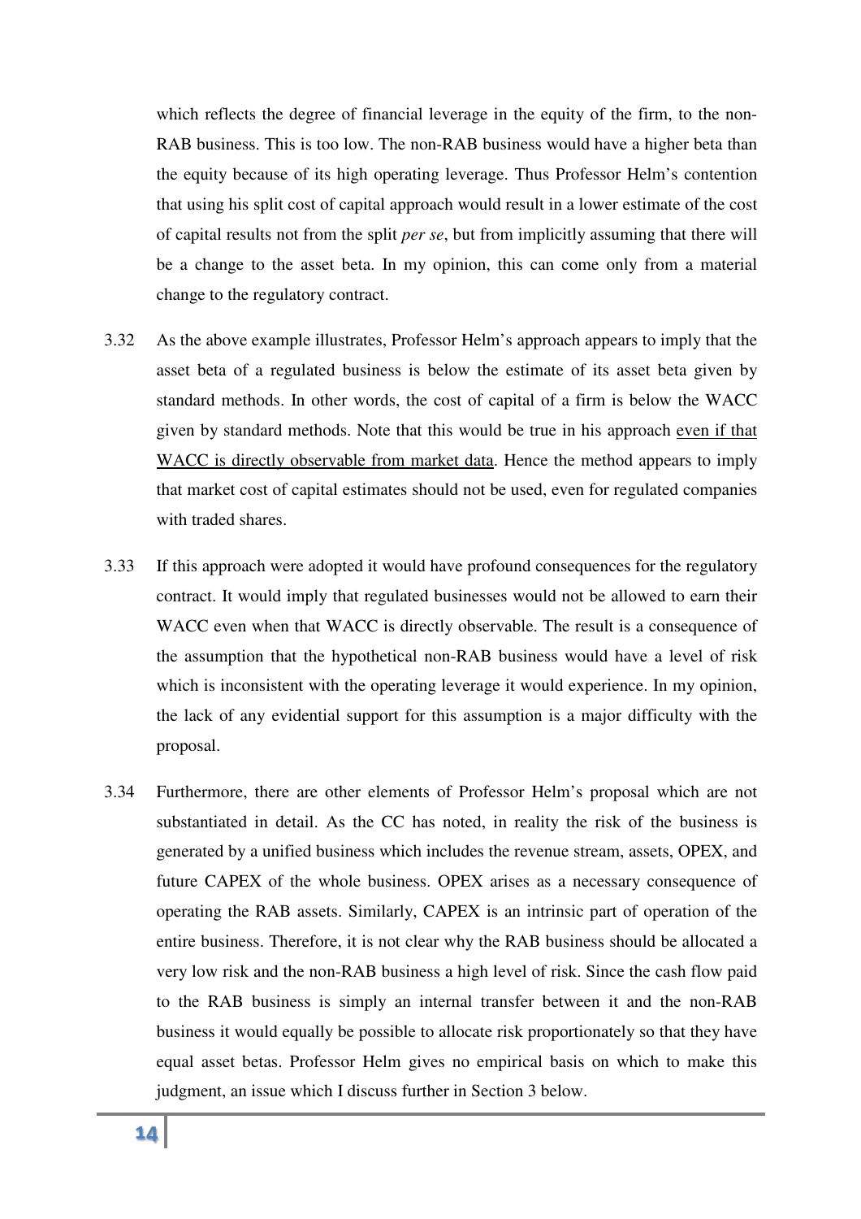which reflects the degree of financial leverage in the equity of the firm, to the non-RAB business. This is too low. The non-RAB business would have a higher beta than the equity because of its high operating leverage. Thus Professor Helm's contention that using his split cost of capital approach would result in a lower estimate of the cost of capital results not from the split *per se*, but from implicitly assuming that there will be a change to the asset beta. In my opinion, this can come only from a material change to the regulatory contract.

3.32 As the above example illustrates, Professor Helm's approach appears to imply that the asset beta of a regulated business is below the estimate of its asset beta given by standard methods. In other words, the cost of capital of a firm is below the WACC given by standard methods. Note that this would be true in his approach <u>even if that WACC is directly observable from market data</u>. Hence the method appears to imply that market cost of capital estimates should not be used, even for regulated companies with traded shares.

3.33 If this approach were adopted it would have profound consequences for the regulatory contract. It would imply that regulated businesses would not be allowed to earn their WACC even when that WACC is directly observable. The result is a consequence of the assumption that the hypothetical non-RAB business would have a level of risk which is inconsistent with the operating leverage it would experience. In my opinion, the lack of any evidential support for this assumption is a major difficulty with the proposal.

3.34 Furthermore, there are other elements of Professor Helm's proposal which are not substantiated in detail. As the CC has noted, in reality the risk of the business is generated by a unified business which includes the revenue stream, assets, OPEX, and future CAPEX of the whole business. OPEX arises as a necessary consequence of operating the RAB assets. Similarly, CAPEX is an intrinsic part of operation of the entire business. Therefore, it is not clear why the RAB business should be allocated a very low risk and the non-RAB business a high level of risk. Since the cash flow paid to the RAB business is simply an internal transfer between it and the non-RAB business it would equally be possible to allocate risk proportionately so that they have equal asset betas. Professor Helm gives no empirical basis on which to make this judgment, an issue which I discuss further in Section 3 below.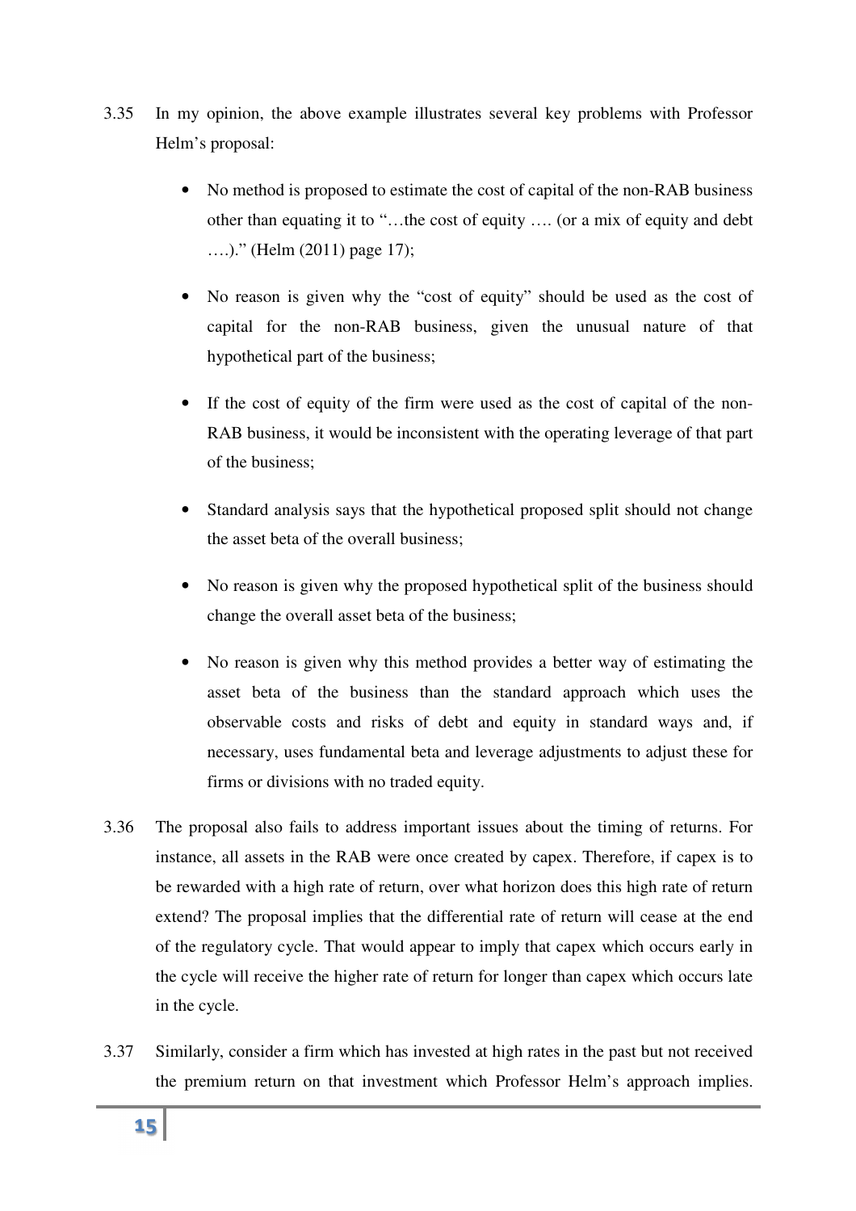3.35 In my opinion, the above example illustrates several key problems with Professor Helm's proposal:

- No method is proposed to estimate the cost of capital of the non-RAB business other than equating it to "…the cost of equity …. (or a mix of equity and debt ….)." (Helm (2011) page 17);
- No reason is given why the "cost of equity" should be used as the cost of capital for the non-RAB business, given the unusual nature of that hypothetical part of the business;
- If the cost of equity of the firm were used as the cost of capital of the non-RAB business, it would be inconsistent with the operating leverage of that part of the business;
- Standard analysis says that the hypothetical proposed split should not change the asset beta of the overall business;
- No reason is given why the proposed hypothetical split of the business should change the overall asset beta of the business;
- No reason is given why this method provides a better way of estimating the asset beta of the business than the standard approach which uses the observable costs and risks of debt and equity in standard ways and, if necessary, uses fundamental beta and leverage adjustments to adjust these for firms or divisions with no traded equity.

3.36 The proposal also fails to address important issues about the timing of returns. For instance, all assets in the RAB were once created by capex. Therefore, if capex is to be rewarded with a high rate of return, over what horizon does this high rate of return extend? The proposal implies that the differential rate of return will cease at the end of the regulatory cycle. That would appear to imply that capex which occurs early in the cycle will receive the higher rate of return for longer than capex which occurs late in the cycle.

3.37 Similarly, consider a firm which has invested at high rates in the past but not received the premium return on that investment which Professor Helm's approach implies.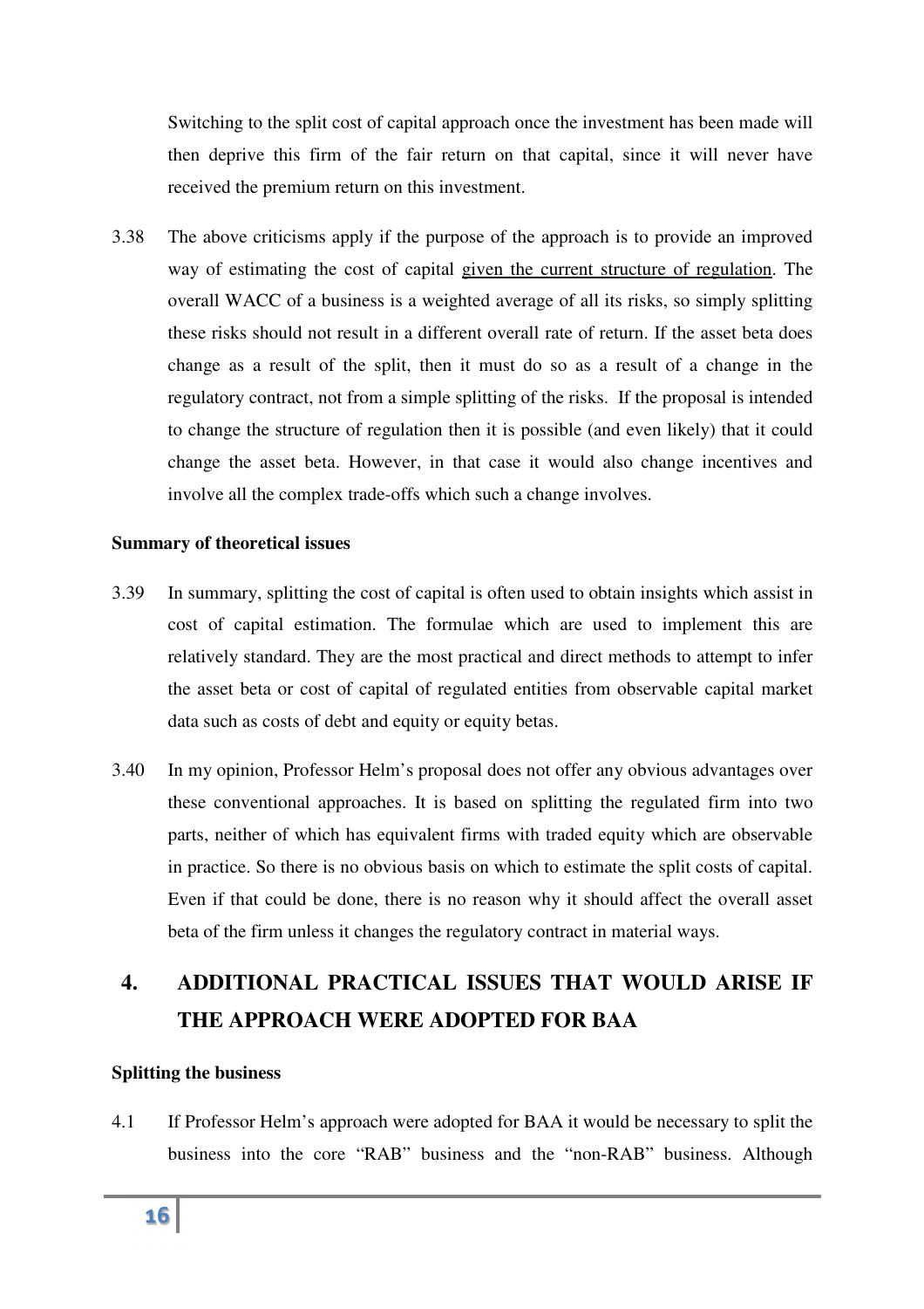Switching to the split cost of capital approach once the investment has been made will then deprive this firm of the fair return on that capital, since it will never have received the premium return on this investment.

3.38 The above criticisms apply if the purpose of the approach is to provide an improved way of estimating the cost of capital <u>given the current structure of regulation</u>. The overall WACC of a business is a weighted average of all its risks, so simply splitting these risks should not result in a different overall rate of return. If the asset beta does change as a result of the split, then it must do so as a result of a change in the regulatory contract, not from a simple splitting of the risks. If the proposal is intended to change the structure of regulation then it is possible (and even likely) that it could change the asset beta. However, in that case it would also change incentives and involve all the complex trade-offs which such a change involves.

**Summary of theoretical issues**

3.39 In summary, splitting the cost of capital is often used to obtain insights which assist in cost of capital estimation. The formulae which are used to implement this are relatively standard. They are the most practical and direct methods to attempt to infer the asset beta or cost of capital of regulated entities from observable capital market data such as costs of debt and equity or equity betas.

3.40 In my opinion, Professor Helm's proposal does not offer any obvious advantages over these conventional approaches. It is based on splitting the regulated firm into two parts, neither of which has equivalent firms with traded equity which are observable in practice. So there is no obvious basis on which to estimate the split costs of capital. Even if that could be done, there is no reason why it should affect the overall asset beta of the firm unless it changes the regulatory contract in material ways.

## 4. ADDITIONAL PRACTICAL ISSUES THAT WOULD ARISE IF THE APPROACH WERE ADOPTED FOR BAA

**Splitting the business**

4.1 If Professor Helm's approach were adopted for BAA it would be necessary to split the business into the core "RAB" business and the "non-RAB" business. Although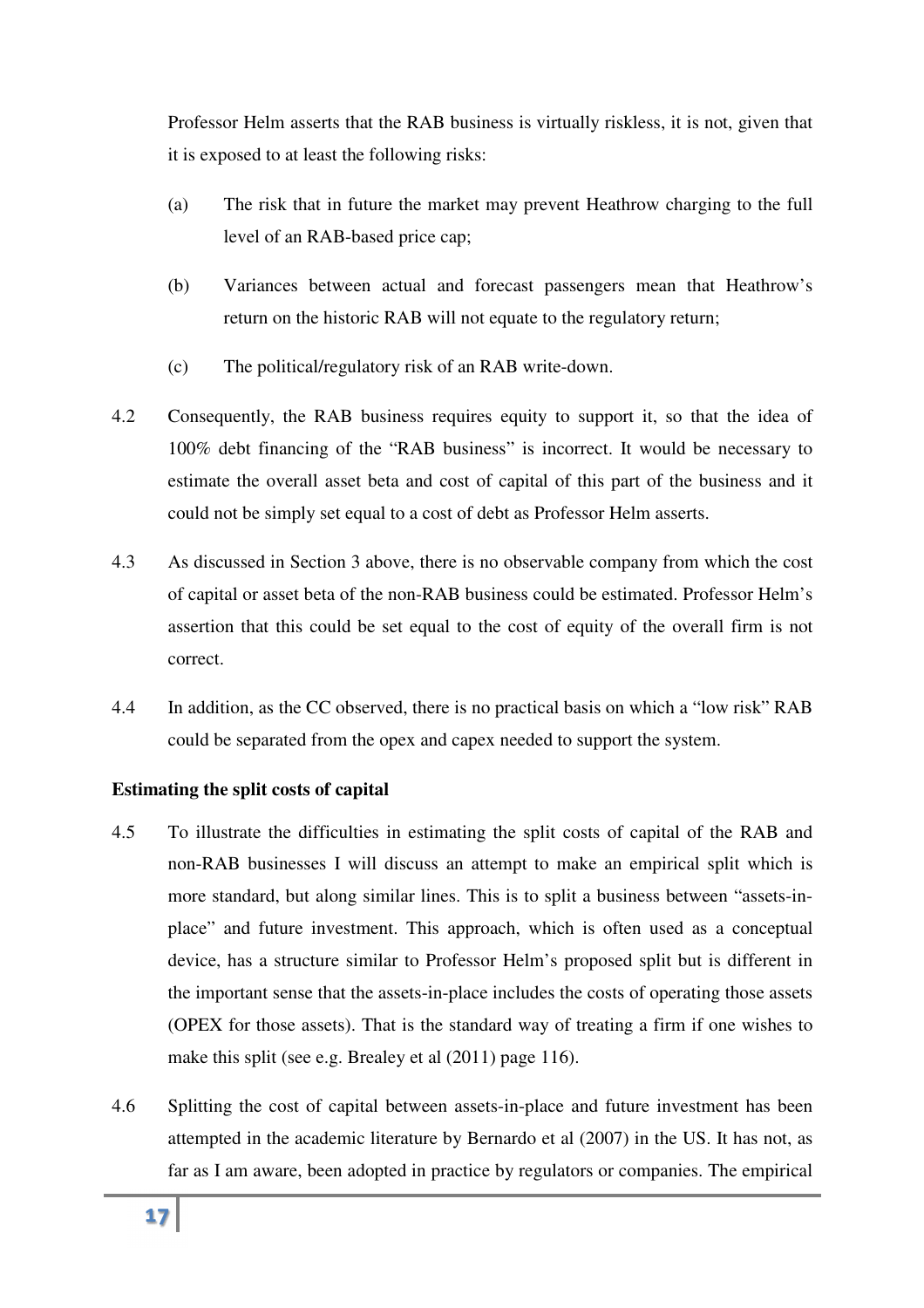Professor Helm asserts that the RAB business is virtually riskless, it is not, given that it is exposed to at least the following risks:

(a) The risk that in future the market may prevent Heathrow charging to the full level of an RAB-based price cap;

(b) Variances between actual and forecast passengers mean that Heathrow's return on the historic RAB will not equate to the regulatory return;

(c) The political/regulatory risk of an RAB write-down.

4.2 Consequently, the RAB business requires equity to support it, so that the idea of 100% debt financing of the "RAB business" is incorrect. It would be necessary to estimate the overall asset beta and cost of capital of this part of the business and it could not be simply set equal to a cost of debt as Professor Helm asserts.

4.3 As discussed in Section 3 above, there is no observable company from which the cost of capital or asset beta of the non-RAB business could be estimated. Professor Helm's assertion that this could be set equal to the cost of equity of the overall firm is not correct.

4.4 In addition, as the CC observed, there is no practical basis on which a "low risk" RAB could be separated from the opex and capex needed to support the system.

**Estimating the split costs of capital**

4.5 To illustrate the difficulties in estimating the split costs of capital of the RAB and non-RAB businesses I will discuss an attempt to make an empirical split which is more standard, but along similar lines. This is to split a business between "assets-in-place" and future investment. This approach, which is often used as a conceptual device, has a structure similar to Professor Helm's proposed split but is different in the important sense that the assets-in-place includes the costs of operating those assets (OPEX for those assets). That is the standard way of treating a firm if one wishes to make this split (see e.g. Brealey et al (2011) page 116).

4.6 Splitting the cost of capital between assets-in-place and future investment has been attempted in the academic literature by Bernardo et al (2007) in the US. It has not, as far as I am aware, been adopted in practice by regulators or companies. The empirical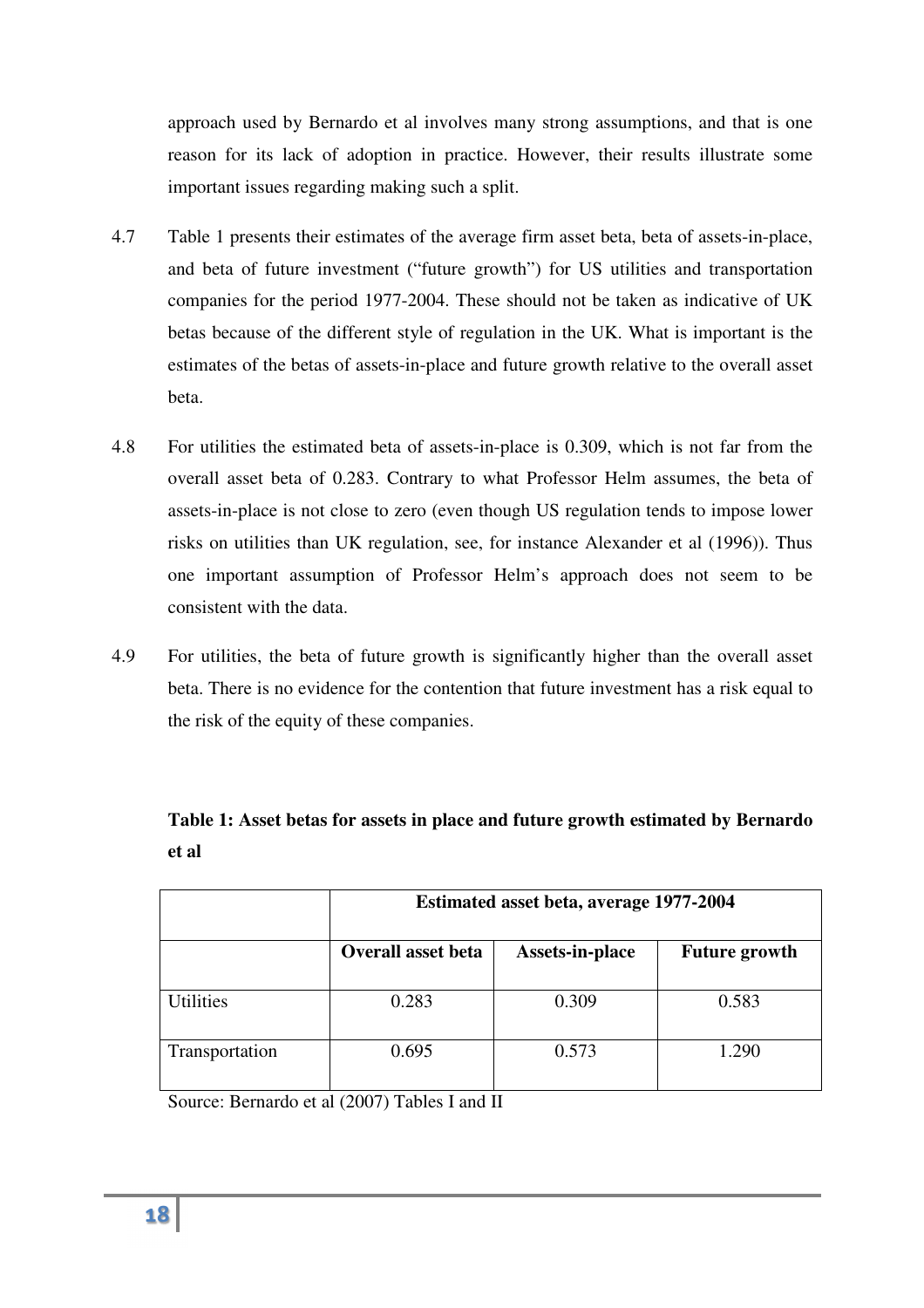approach used by Bernardo et al involves many strong assumptions, and that is one reason for its lack of adoption in practice. However, their results illustrate some important issues regarding making such a split.

4.7 Table 1 presents their estimates of the average firm asset beta, beta of assets-in-place, and beta of future investment ("future growth") for US utilities and transportation companies for the period 1977-2004. These should not be taken as indicative of UK betas because of the different style of regulation in the UK. What is important is the estimates of the betas of assets-in-place and future growth relative to the overall asset beta.

4.8 For utilities the estimated beta of assets-in-place is 0.309, which is not far from the overall asset beta of 0.283. Contrary to what Professor Helm assumes, the beta of assets-in-place is not close to zero (even though US regulation tends to impose lower risks on utilities than UK regulation, see, for instance Alexander et al (1996)). Thus one important assumption of Professor Helm's approach does not seem to be consistent with the data.

4.9 For utilities, the beta of future growth is significantly higher than the overall asset beta. There is no evidence for the contention that future investment has a risk equal to the risk of the equity of these companies.

**Table 1: Asset betas for assets in place and future growth estimated by Bernardo et al**

| | **Estimated asset beta, average 1977-2004** | | |
|---|---|---|---|
| | **Overall asset beta** | **Assets-in-place** | **Future growth** |
| Utilities | 0.283 | 0.309 | 0.583 |
| Transportation | 0.695 | 0.573 | 1.290 |

Source: Bernardo et al (2007) Tables I and II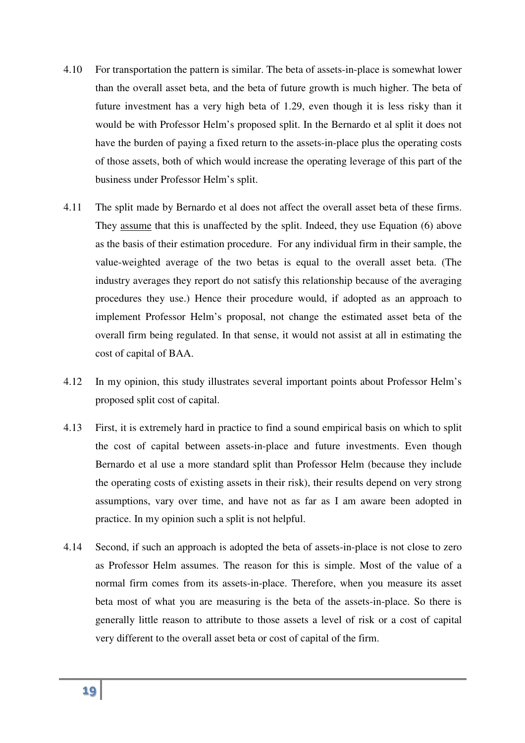4.10 For transportation the pattern is similar. The beta of assets-in-place is somewhat lower than the overall asset beta, and the beta of future growth is much higher. The beta of future investment has a very high beta of 1.29, even though it is less risky than it would be with Professor Helm's proposed split. In the Bernardo et al split it does not have the burden of paying a fixed return to the assets-in-place plus the operating costs of those assets, both of which would increase the operating leverage of this part of the business under Professor Helm's split.

4.11 The split made by Bernardo et al does not affect the overall asset beta of these firms. They <u>assume</u> that this is unaffected by the split. Indeed, they use Equation (6) above as the basis of their estimation procedure. For any individual firm in their sample, the value-weighted average of the two betas is equal to the overall asset beta. (The industry averages they report do not satisfy this relationship because of the averaging procedures they use.) Hence their procedure would, if adopted as an approach to implement Professor Helm's proposal, not change the estimated asset beta of the overall firm being regulated. In that sense, it would not assist at all in estimating the cost of capital of BAA.

4.12 In my opinion, this study illustrates several important points about Professor Helm's proposed split cost of capital.

4.13 First, it is extremely hard in practice to find a sound empirical basis on which to split the cost of capital between assets-in-place and future investments. Even though Bernardo et al use a more standard split than Professor Helm (because they include the operating costs of existing assets in their risk), their results depend on very strong assumptions, vary over time, and have not as far as I am aware been adopted in practice. In my opinion such a split is not helpful.

4.14 Second, if such an approach is adopted the beta of assets-in-place is not close to zero as Professor Helm assumes. The reason for this is simple. Most of the value of a normal firm comes from its assets-in-place. Therefore, when you measure its asset beta most of what you are measuring is the beta of the assets-in-place. So there is generally little reason to attribute to those assets a level of risk or a cost of capital very different to the overall asset beta or cost of capital of the firm.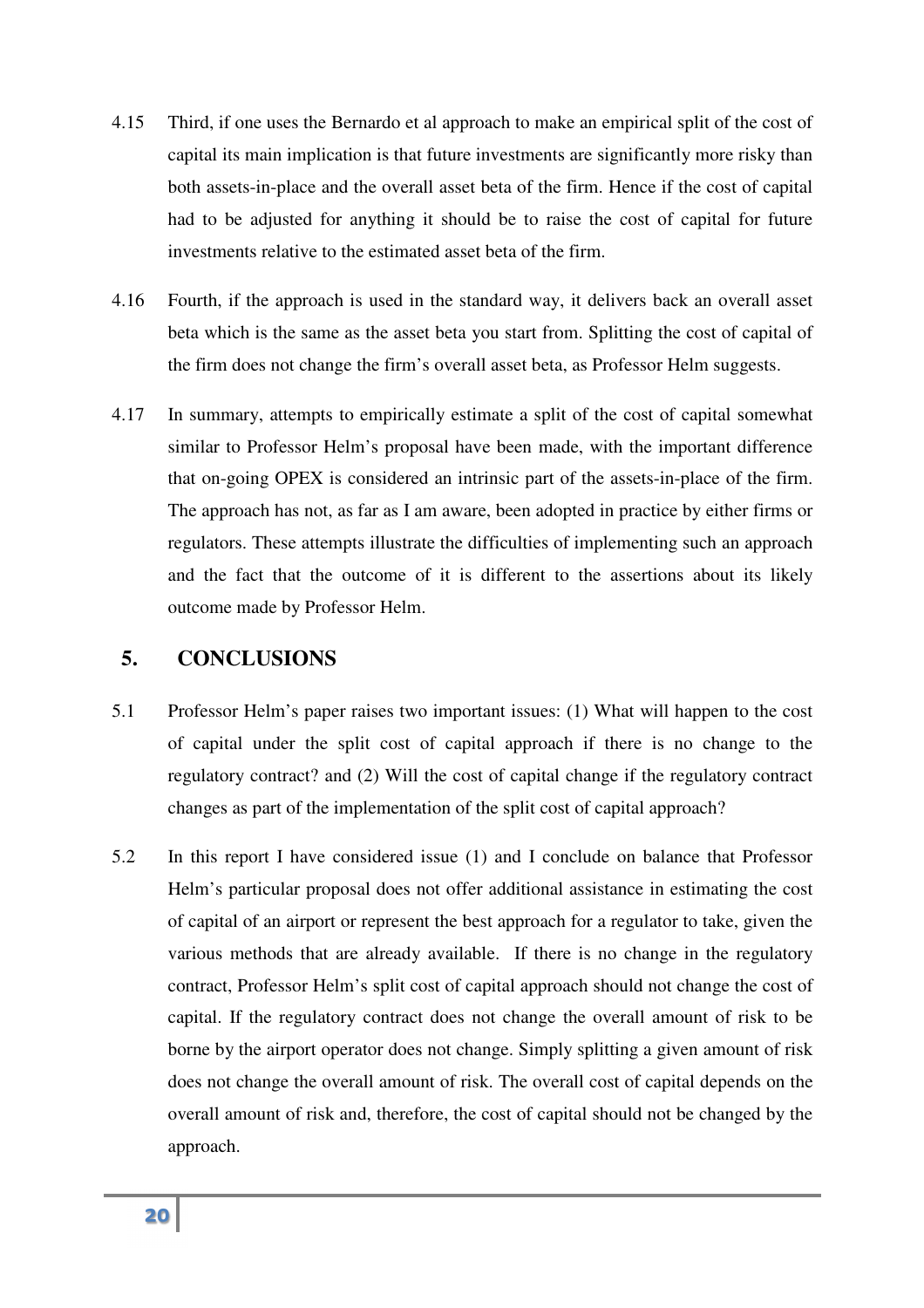4.15 Third, if one uses the Bernardo et al approach to make an empirical split of the cost of capital its main implication is that future investments are significantly more risky than both assets-in-place and the overall asset beta of the firm. Hence if the cost of capital had to be adjusted for anything it should be to raise the cost of capital for future investments relative to the estimated asset beta of the firm.

4.16 Fourth, if the approach is used in the standard way, it delivers back an overall asset beta which is the same as the asset beta you start from. Splitting the cost of capital of the firm does not change the firm's overall asset beta, as Professor Helm suggests.

4.17 In summary, attempts to empirically estimate a split of the cost of capital somewhat similar to Professor Helm's proposal have been made, with the important difference that on-going OPEX is considered an intrinsic part of the assets-in-place of the firm. The approach has not, as far as I am aware, been adopted in practice by either firms or regulators. These attempts illustrate the difficulties of implementing such an approach and the fact that the outcome of it is different to the assertions about its likely outcome made by Professor Helm.

## 5. CONCLUSIONS

5.1 Professor Helm's paper raises two important issues: (1) What will happen to the cost of capital under the split cost of capital approach if there is no change to the regulatory contract? and (2) Will the cost of capital change if the regulatory contract changes as part of the implementation of the split cost of capital approach?

5.2 In this report I have considered issue (1) and I conclude on balance that Professor Helm's particular proposal does not offer additional assistance in estimating the cost of capital of an airport or represent the best approach for a regulator to take, given the various methods that are already available. If there is no change in the regulatory contract, Professor Helm's split cost of capital approach should not change the cost of capital. If the regulatory contract does not change the overall amount of risk to be borne by the airport operator does not change. Simply splitting a given amount of risk does not change the overall amount of risk. The overall cost of capital depends on the overall amount of risk and, therefore, the cost of capital should not be changed by the approach.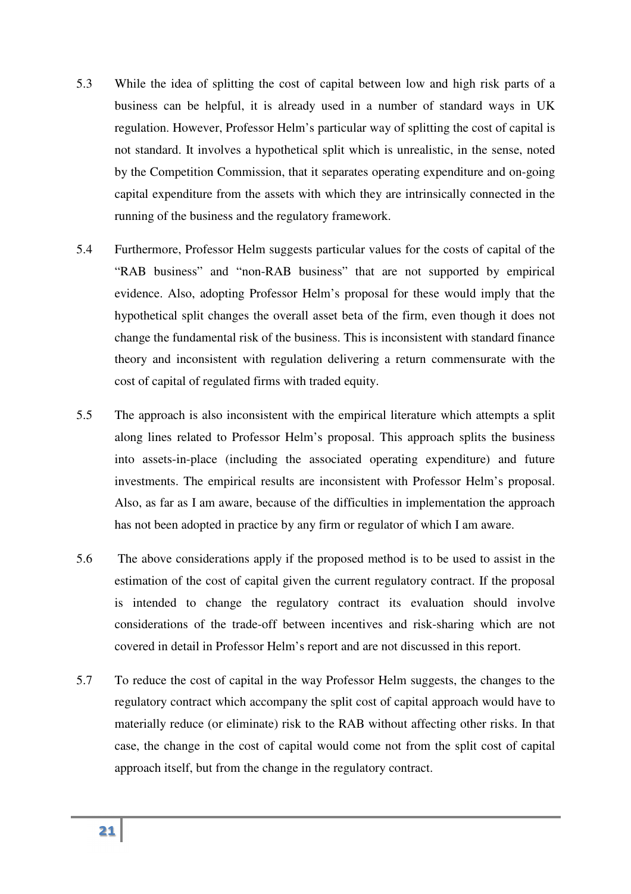5.3 While the idea of splitting the cost of capital between low and high risk parts of a business can be helpful, it is already used in a number of standard ways in UK regulation. However, Professor Helm's particular way of splitting the cost of capital is not standard. It involves a hypothetical split which is unrealistic, in the sense, noted by the Competition Commission, that it separates operating expenditure and on-going capital expenditure from the assets with which they are intrinsically connected in the running of the business and the regulatory framework.

5.4 Furthermore, Professor Helm suggests particular values for the costs of capital of the "RAB business" and "non-RAB business" that are not supported by empirical evidence. Also, adopting Professor Helm's proposal for these would imply that the hypothetical split changes the overall asset beta of the firm, even though it does not change the fundamental risk of the business. This is inconsistent with standard finance theory and inconsistent with regulation delivering a return commensurate with the cost of capital of regulated firms with traded equity.

5.5 The approach is also inconsistent with the empirical literature which attempts a split along lines related to Professor Helm's proposal. This approach splits the business into assets-in-place (including the associated operating expenditure) and future investments. The empirical results are inconsistent with Professor Helm's proposal. Also, as far as I am aware, because of the difficulties in implementation the approach has not been adopted in practice by any firm or regulator of which I am aware.

5.6 The above considerations apply if the proposed method is to be used to assist in the estimation of the cost of capital given the current regulatory contract. If the proposal is intended to change the regulatory contract its evaluation should involve considerations of the trade-off between incentives and risk-sharing which are not covered in detail in Professor Helm's report and are not discussed in this report.

5.7 To reduce the cost of capital in the way Professor Helm suggests, the changes to the regulatory contract which accompany the split cost of capital approach would have to materially reduce (or eliminate) risk to the RAB without affecting other risks. In that case, the change in the cost of capital would come not from the split cost of capital approach itself, but from the change in the regulatory contract.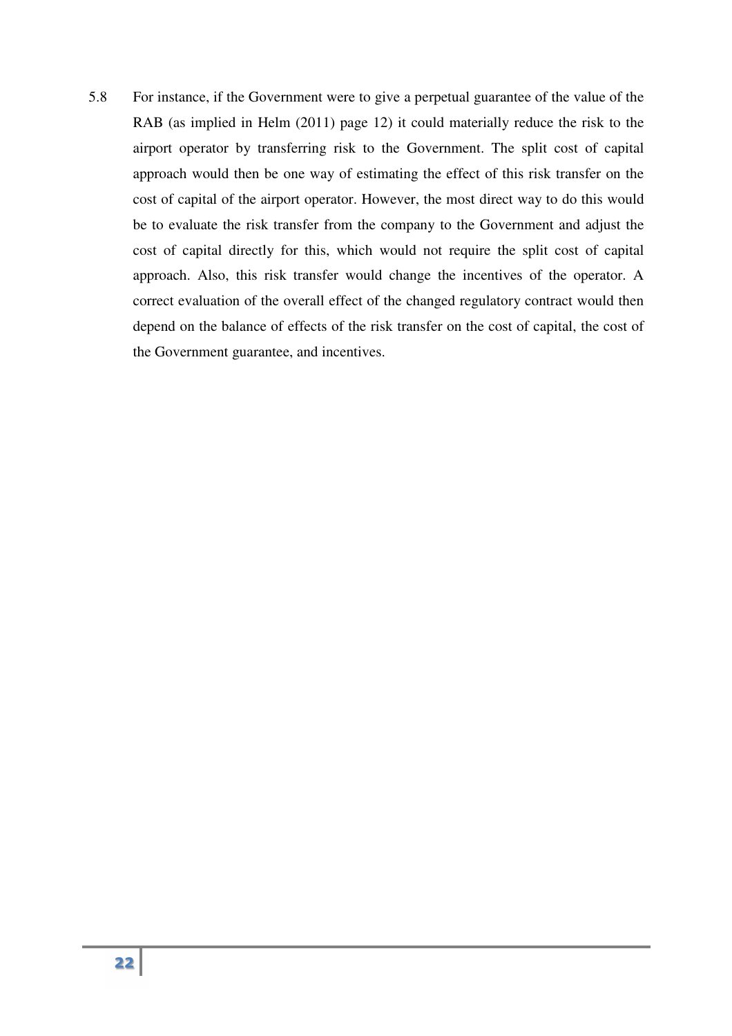5.8 For instance, if the Government were to give a perpetual guarantee of the value of the RAB (as implied in Helm (2011) page 12) it could materially reduce the risk to the airport operator by transferring risk to the Government. The split cost of capital approach would then be one way of estimating the effect of this risk transfer on the cost of capital of the airport operator. However, the most direct way to do this would be to evaluate the risk transfer from the company to the Government and adjust the cost of capital directly for this, which would not require the split cost of capital approach. Also, this risk transfer would change the incentives of the operator. A correct evaluation of the overall effect of the changed regulatory contract would then depend on the balance of effects of the risk transfer on the cost of capital, the cost of the Government guarantee, and incentives.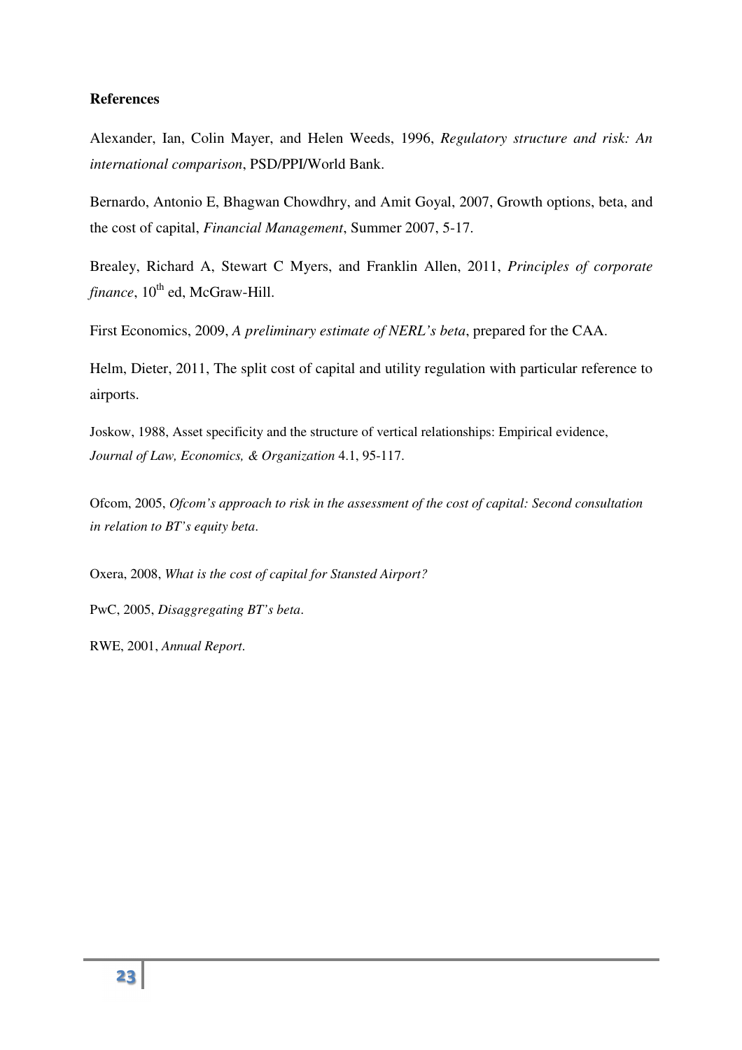**References**

Alexander, Ian, Colin Mayer, and Helen Weeds, 1996, *Regulatory structure and risk: An international comparison*, PSD/PPI/World Bank.

Bernardo, Antonio E, Bhagwan Chowdhry, and Amit Goyal, 2007, Growth options, beta, and the cost of capital, *Financial Management*, Summer 2007, 5-17.

Brealey, Richard A, Stewart C Myers, and Franklin Allen, 2011, *Principles of corporate finance*, 10th ed, McGraw-Hill.

First Economics, 2009, *A preliminary estimate of NERL's beta*, prepared for the CAA.

Helm, Dieter, 2011, The split cost of capital and utility regulation with particular reference to airports.

Joskow, 1988, Asset specificity and the structure of vertical relationships: Empirical evidence, *Journal of Law, Economics, & Organization* 4.1, 95-117.

Ofcom, 2005, *Ofcom's approach to risk in the assessment of the cost of capital: Second consultation in relation to BT's equity beta*.

Oxera, 2008, *What is the cost of capital for Stansted Airport?*

PwC, 2005, *Disaggregating BT's beta*.

RWE, 2001, *Annual Report*.